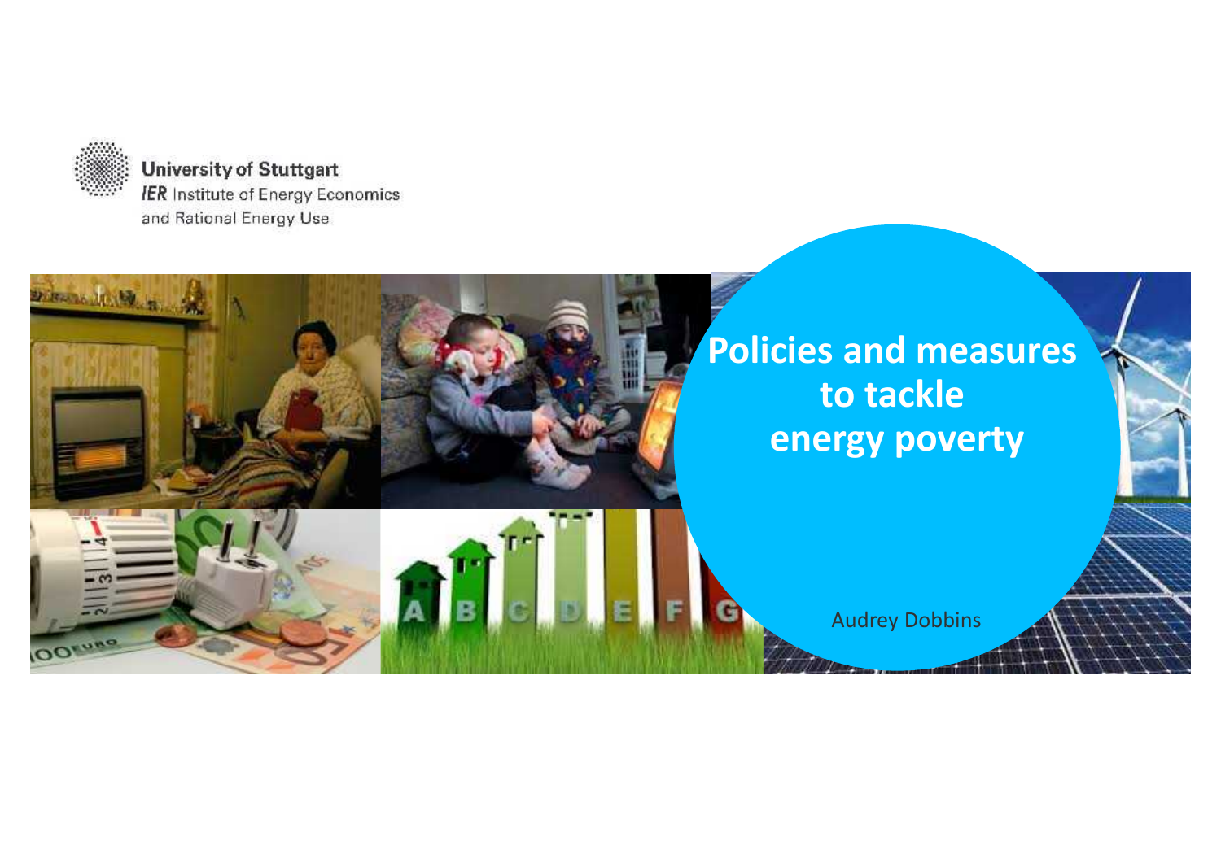University of Stuttgart
IER Institute of Energy Economics
and Rational Energy Use

# Policies and measures to tackle energy poverty

Audrey Dobbins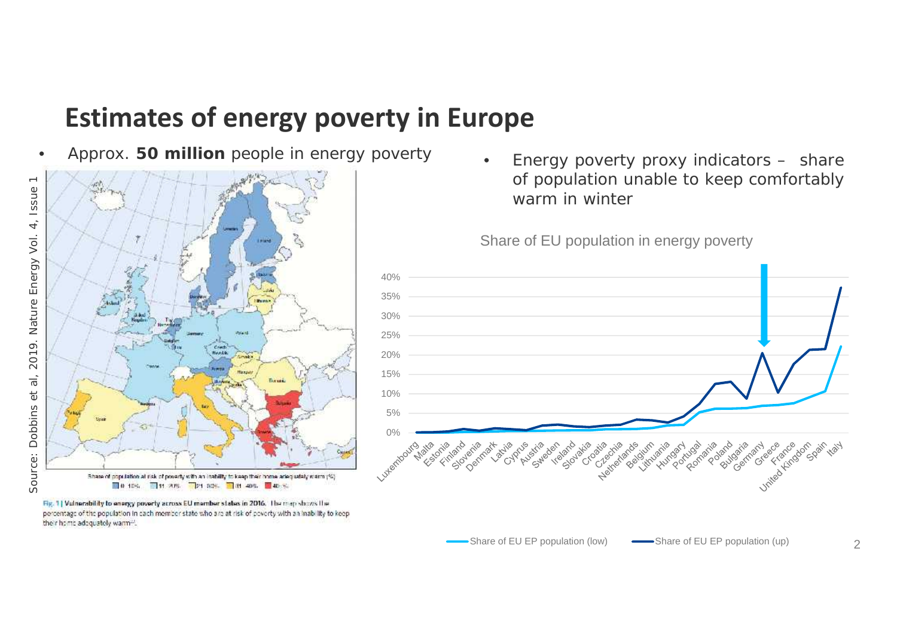# Estimates of energy poverty in Europe

- Approx. **50 million** people in energy poverty

Source: Dobbins et al, 2019. Nature Energy Vol. 4, Issue 1

Share of population at risk of poverty with an inability to keep their home adequately warm (%)

0–10%, 11–20%, 21–30%, 31–40%, 40+%

Fig. 1 | Vulnerability to energy poverty across EU member states in 2016. The map shows the percentage of the population in each member state who are at risk of poverty with an inability to keep their home adequately warm.

- Energy poverty proxy indicators – share of population unable to keep comfortably warm in winter

Share of EU population in energy poverty

Share of EU EP population (low) — Share of EU EP population (up)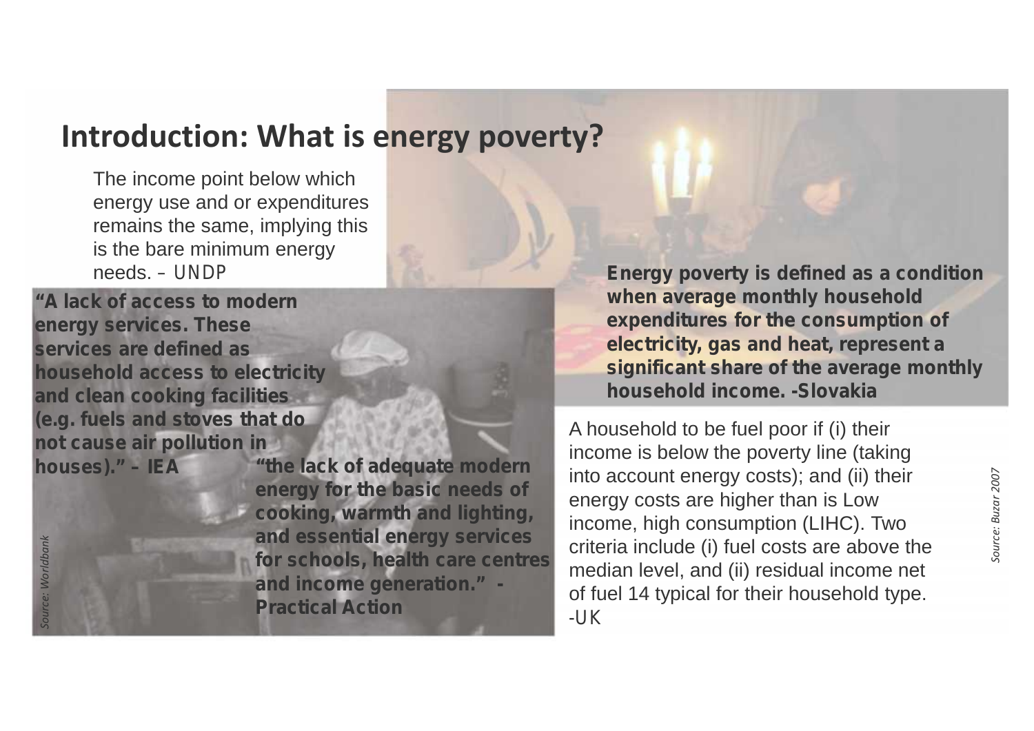# Introduction: What is energy poverty?

The income point below which energy use and or expenditures remains the same, implying this is the bare minimum energy needs. – UNDP

**"A lack of access to modern energy services. These services are defined as household access to electricity and clean cooking facilities (e.g. fuels and stoves that do not cause air pollution in houses)." – IEA**

**"the lack of adequate modern energy for the basic needs of cooking, warmth and lighting, and essential energy services for schools, health care centres and income generation." - Practical Action**

*Source: Worldbank*

**Energy poverty is defined as a condition when average monthly household expenditures for the consumption of electricity, gas and heat, represent a significant share of the average monthly household income. -Slovakia**

A household to be fuel poor if (i) their income is below the poverty line (taking into account energy costs); and (ii) their energy costs are higher than is Low income, high consumption (LIHC). Two criteria include (i) fuel costs are above the median level, and (ii) residual income net of fuel 14 typical for their household type. -UK

*Source: Buzar 2007*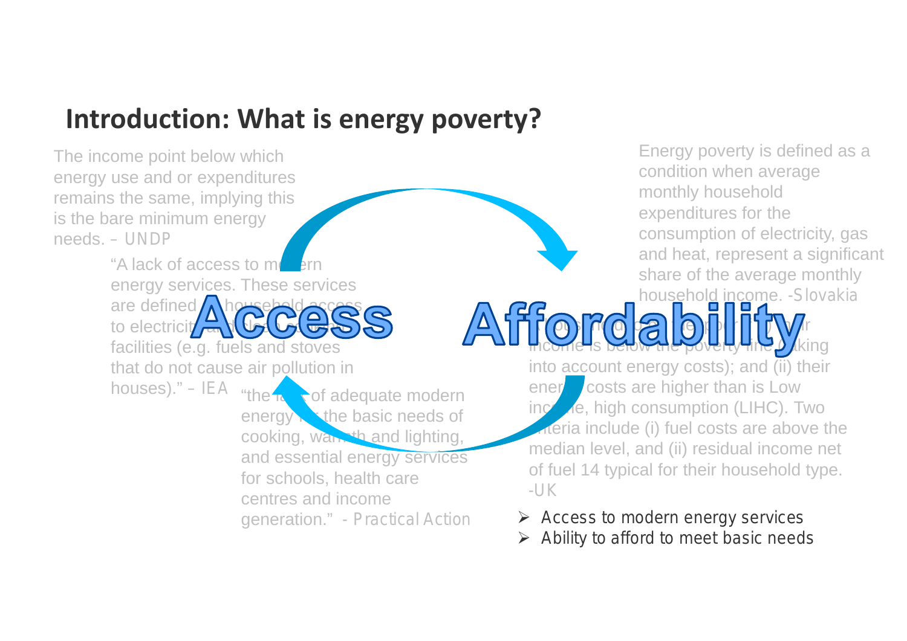## Introduction: What is energy poverty?

The income point below which energy use and or expenditures remains the same, implying this is the bare minimum energy needs. – UNDP

"A lack of access to modern energy services. These services are defined as household access to electricity and clean cooking facilities (e.g. fuels and stoves that do not cause air pollution in houses)." – IEA

"the lack of adequate modern energy for the basic needs of cooking, warmth and lighting, and essential energy services for schools, health care centres and income generation." - Practical Action

Energy poverty is defined as a condition when average monthly household expenditures for the consumption of electricity, gas and heat, represent a significant share of the average monthly household income. -Slovakia

A household is fuel poor if (i) their income is below the poverty line (taking into account energy costs); and (ii) their energy costs are higher than is Low income, high consumption (LIHC). Two criteria include (i) fuel costs are above the median level, and (ii) residual income net of fuel 14 typical for their household type. -UK

**Access** **Affordability**

- Access to modern energy services
- Ability to afford to meet basic needs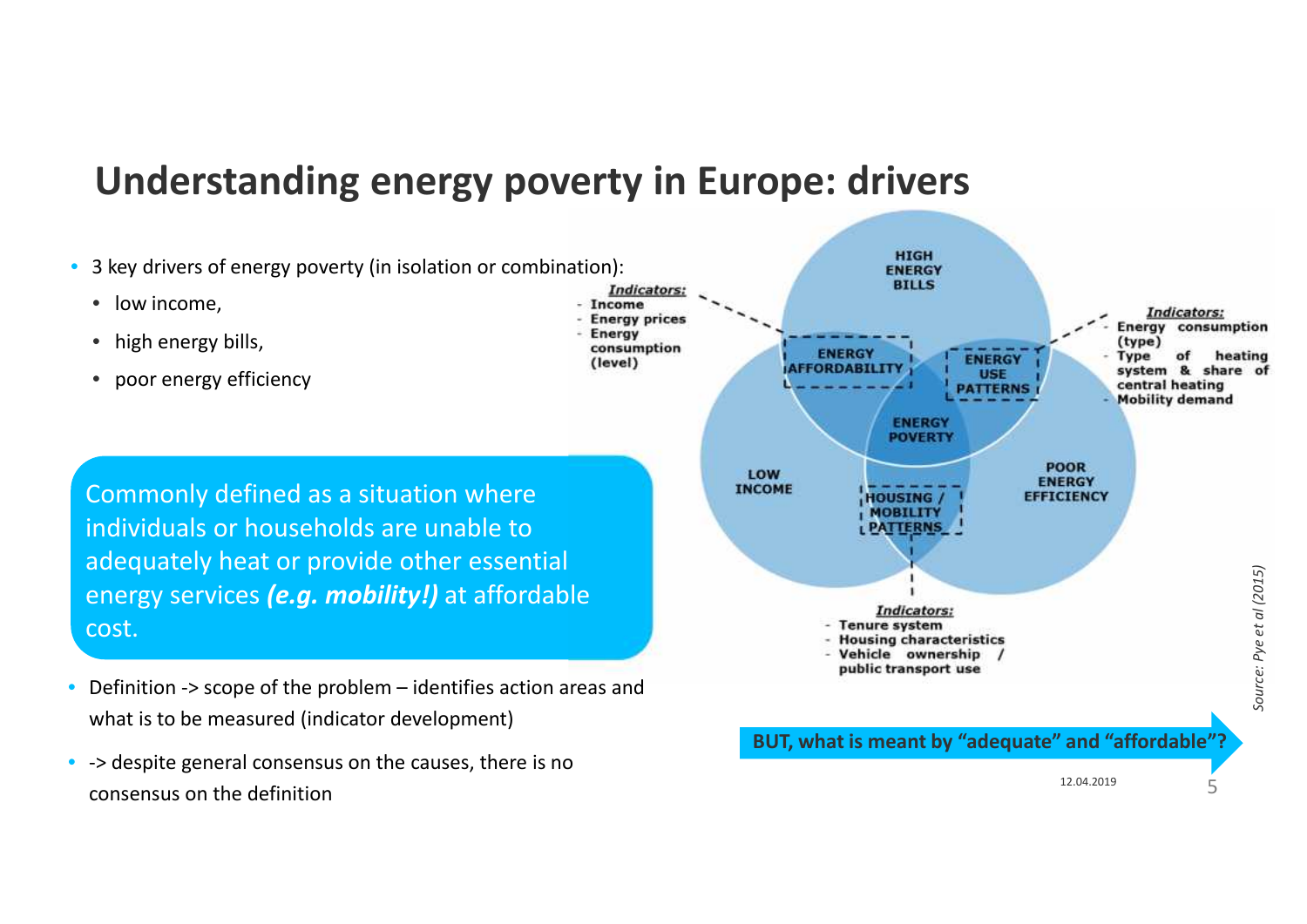# Understanding energy poverty in Europe: drivers

- 3 key drivers of energy poverty (in isolation or combination):
  - low income,
  - high energy bills,
  - poor energy efficiency

Commonly defined as a situation where individuals or households are unable to adequately heat or provide other essential energy services ***(e.g. mobility!)*** at affordable cost.

- Definition -> scope of the problem – identifies action areas and what is to be measured (indicator development)
- -> despite general consensus on the causes, there is no consensus on the definition

HIGH ENERGY BILLS

LOW INCOME

POOR ENERGY EFFICIENCY

ENERGY AFFORDABILITY

ENERGY USE PATTERNS

HOUSING / MOBILITY PATTERNS

ENERGY POVERTY

***Indicators:***
- Income
- Energy prices
- Energy consumption (level)

***Indicators:***
- Energy consumption (type)
- Type of heating system & share of central heating
- Mobility demand

***Indicators:***
- Tenure system
- Housing characteristics
- Vehicle ownership / public transport use

*Source: Pye et al (2015)*

**BUT, what is meant by "adequate" and "affordable"?**

12.04.2019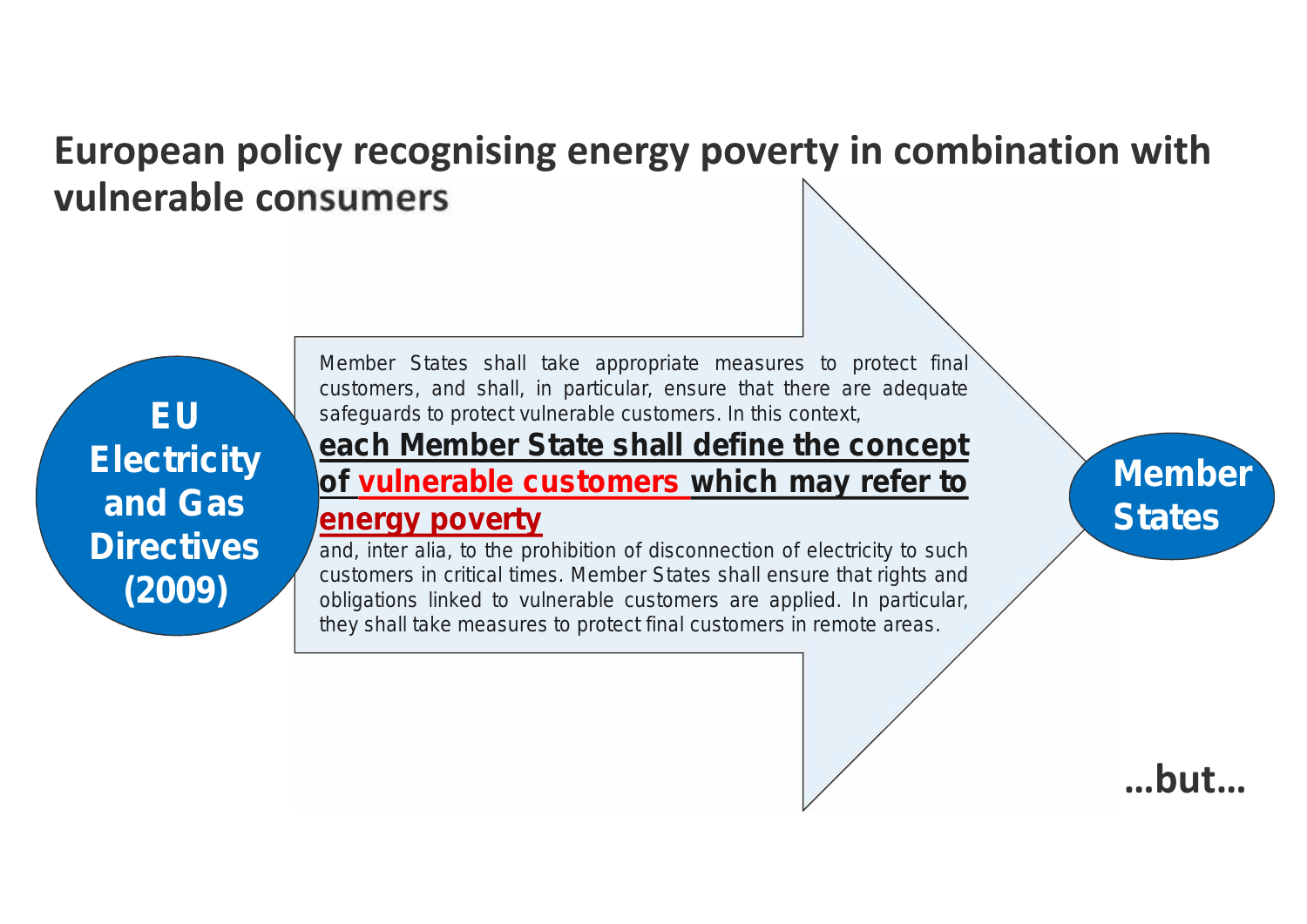# European policy recognising energy poverty in combination with vulnerable consumers

**EU Electricity and Gas Directives (2009)**

Member States shall take appropriate measures to protect final customers, and shall, in particular, ensure that there are adequate safeguards to protect vulnerable customers. In this context,

**each Member State shall define the concept of vulnerable customers which may refer to energy poverty**

and, inter alia, to the prohibition of disconnection of electricity to such customers in critical times. Member States shall ensure that rights and obligations linked to vulnerable customers are applied. In particular, they shall take measures to protect final customers in remote areas.

**Member States**

**…but…**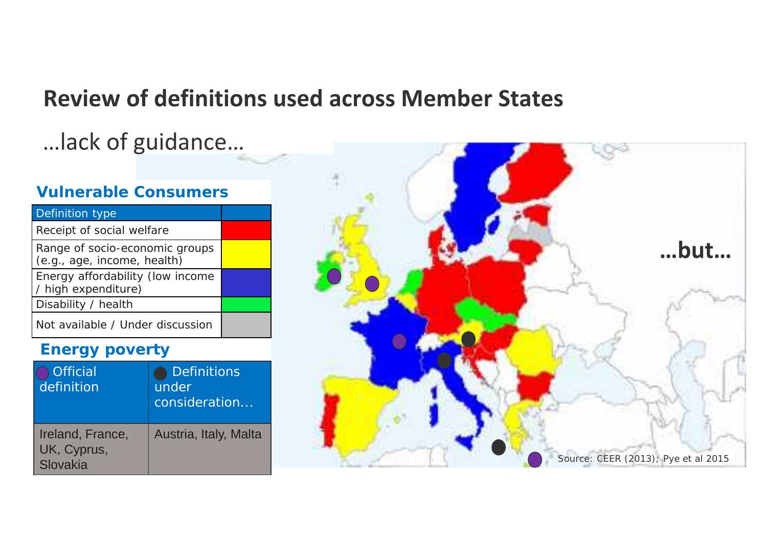# Review of definitions used across Member States

…lack of guidance…

### Vulnerable Consumers

| Definition type | |
|---|---|
| Receipt of social welfare | (red) |
| Range of socio-economic groups (e.g., age, income, health) | (yellow) |
| Energy affordability (low income / high expenditure) | (blue) |
| Disability / health | (green) |
| Not available / Under discussion | (grey) |

### Energy poverty

| Official definition | Definitions under consideration… |
|---|---|
| Ireland, France, UK, Cyprus, Slovakia | Austria, Italy, Malta |

…but…

Source: CEER (2013); Pye et al 2015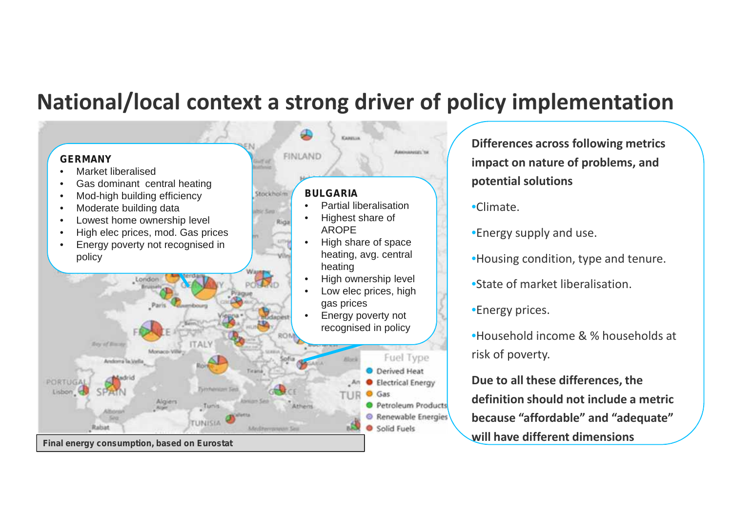# National/local context a strong driver of policy implementation

**GERMANY**

- Market liberalised
- Gas dominant central heating
- Mod-high building efficiency
- Moderate building data
- Lowest home ownership level
- High elec prices, mod. Gas prices
- Energy poverty not recognised in policy

**BULGARIA**

- Partial liberalisation
- Highest share of AROPE
- High share of space heating, avg. central heating
- High ownership level
- Low elec prices, high gas prices
- Energy poverty not recognised in policy

Fuel Type

- Derived Heat
- Electrical Energy
- Gas
- Petroleum Products
- Renewable Energies
- Solid Fuels

**Final energy consumption, based on Eurostat**

**Differences across following metrics impact on nature of problems, and potential solutions**

- Climate.
- Energy supply and use.
- Housing condition, type and tenure.
- State of market liberalisation.
- Energy prices.
- Household income & % households at risk of poverty.

**Due to all these differences, the definition should not include a metric because "affordable" and "adequate" will have different dimensions**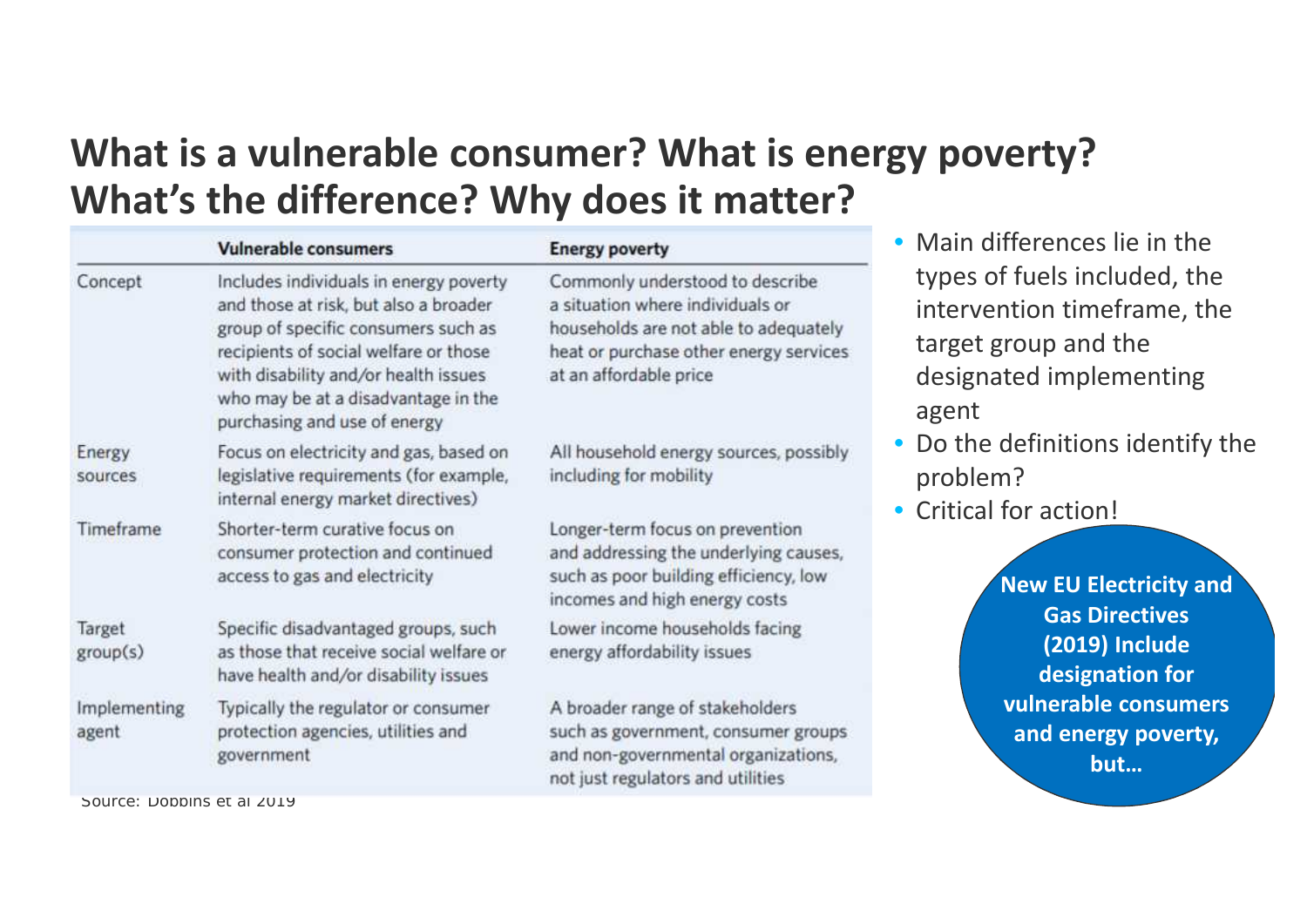# What is a vulnerable consumer? What is energy poverty? What's the difference? Why does it matter?

| | Vulnerable consumers | Energy poverty |
|---|---|---|
| Concept | Includes individuals in energy poverty and those at risk, but also a broader group of specific consumers such as recipients of social welfare or those with disability and/or health issues who may be at a disadvantage in the purchasing and use of energy | Commonly understood to describe a situation where individuals or households are not able to adequately heat or purchase other energy services at an affordable price |
| Energy sources | Focus on electricity and gas, based on legislative requirements (for example, internal energy market directives) | All household energy sources, possibly including for mobility |
| Timeframe | Shorter-term curative focus on consumer protection and continued access to gas and electricity | Longer-term focus on prevention and addressing the underlying causes, such as poor building efficiency, low incomes and high energy costs |
| Target group(s) | Specific disadvantaged groups, such as those that receive social welfare or have health and/or disability issues | Lower income households facing energy affordability issues |
| Implementing agent | Typically the regulator or consumer protection agencies, utilities and government | A broader range of stakeholders such as government, consumer groups and non-governmental organizations, not just regulators and utilities |

Source: Dobbins et al 2019

- Main differences lie in the types of fuels included, the intervention timeframe, the target group and the designated implementing agent
- Do the definitions identify the problem?
- Critical for action!

**New EU Electricity and Gas Directives (2019) Include designation for vulnerable consumers and energy poverty, but…**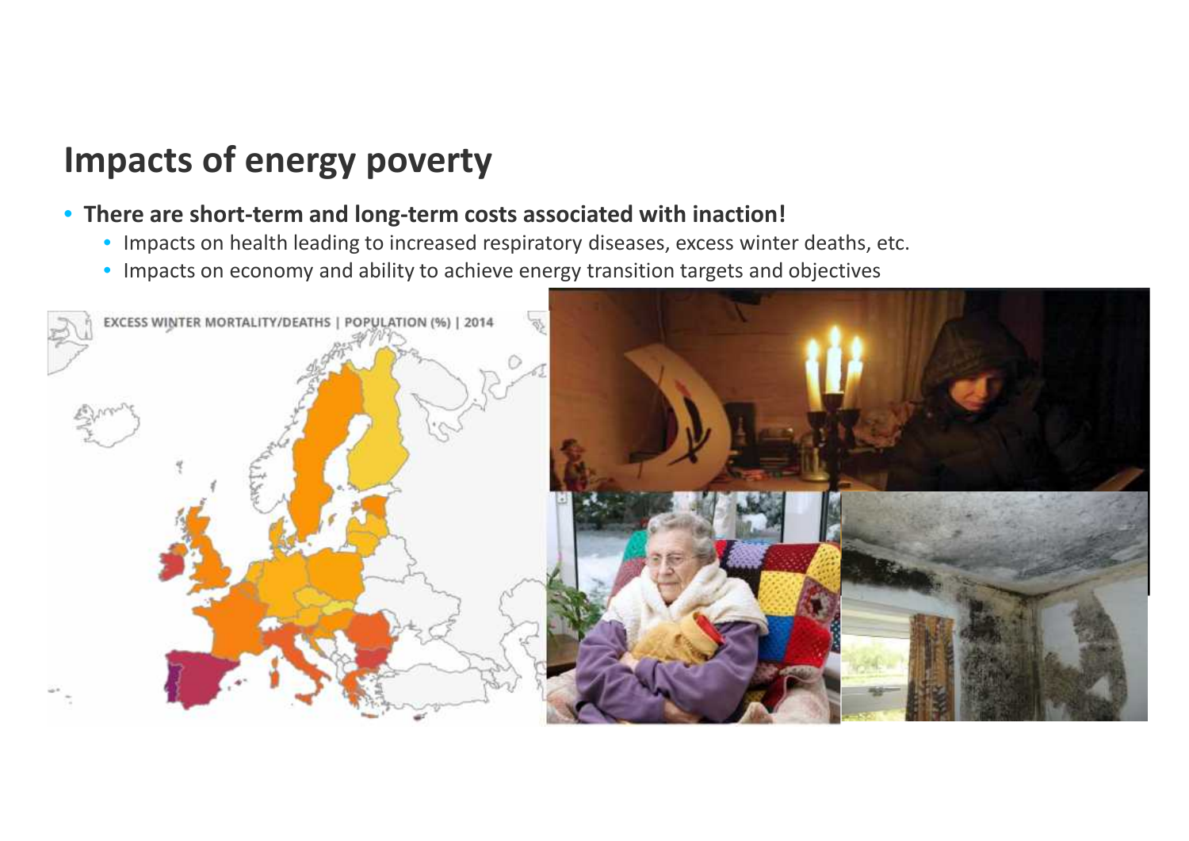## Impacts of energy poverty

- **There are short-term and long-term costs associated with inaction!**
  - Impacts on health leading to increased respiratory diseases, excess winter deaths, etc.
  - Impacts on economy and ability to achieve energy transition targets and objectives

EXCESS WINTER MORTALITY/DEATHS | POPULATION (%) | 2014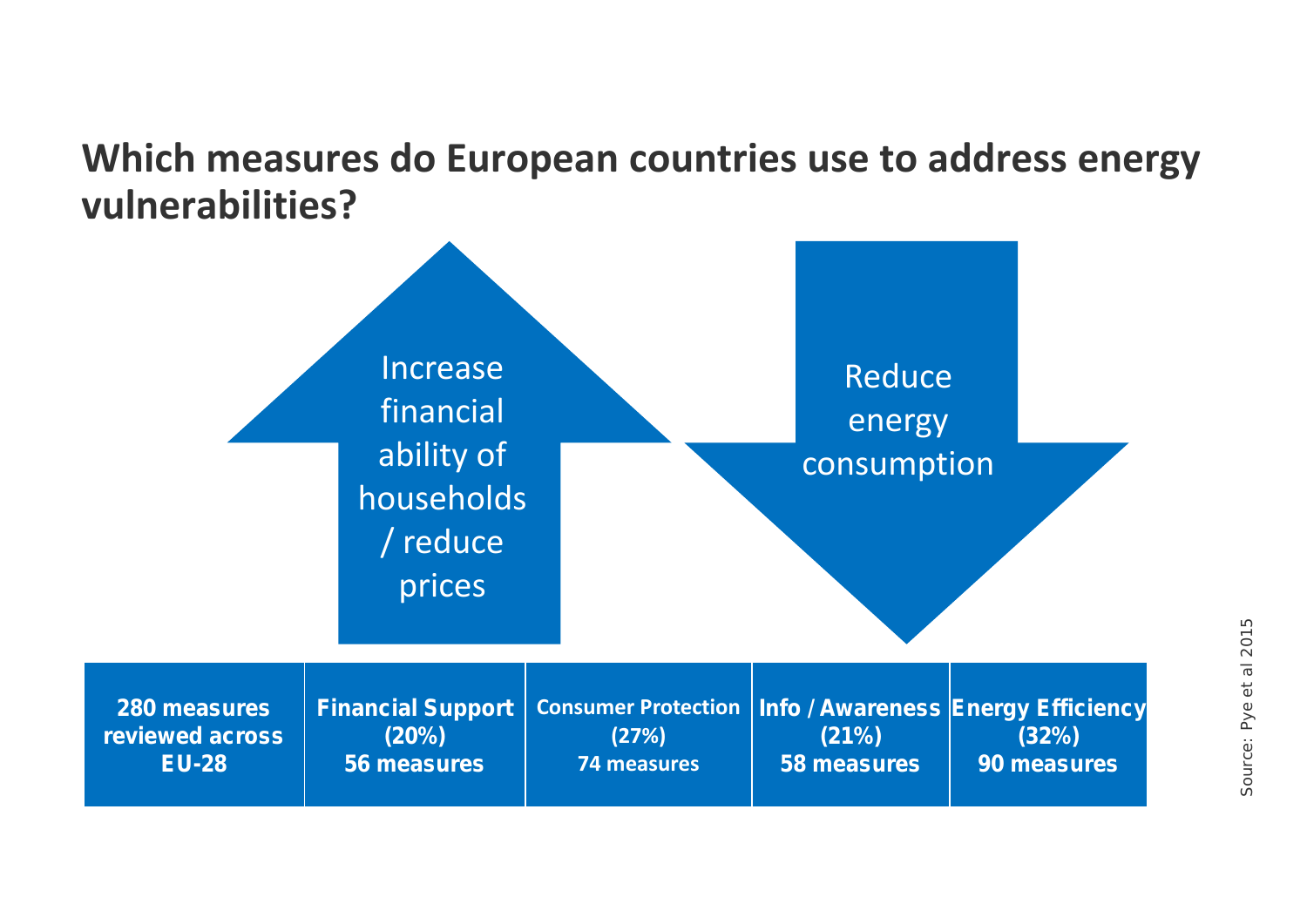# Which measures do European countries use to address energy vulnerabilities?

Increase financial ability of households / reduce prices

Reduce energy consumption

| 280 measures reviewed across EU-28 | Financial Support (20%) 56 measures | Consumer Protection (27%) 74 measures | Info / Awareness (21%) 58 measures | Energy Efficiency (32%) 90 measures |
|---|---|---|---|---|

Source: Pye et al 2015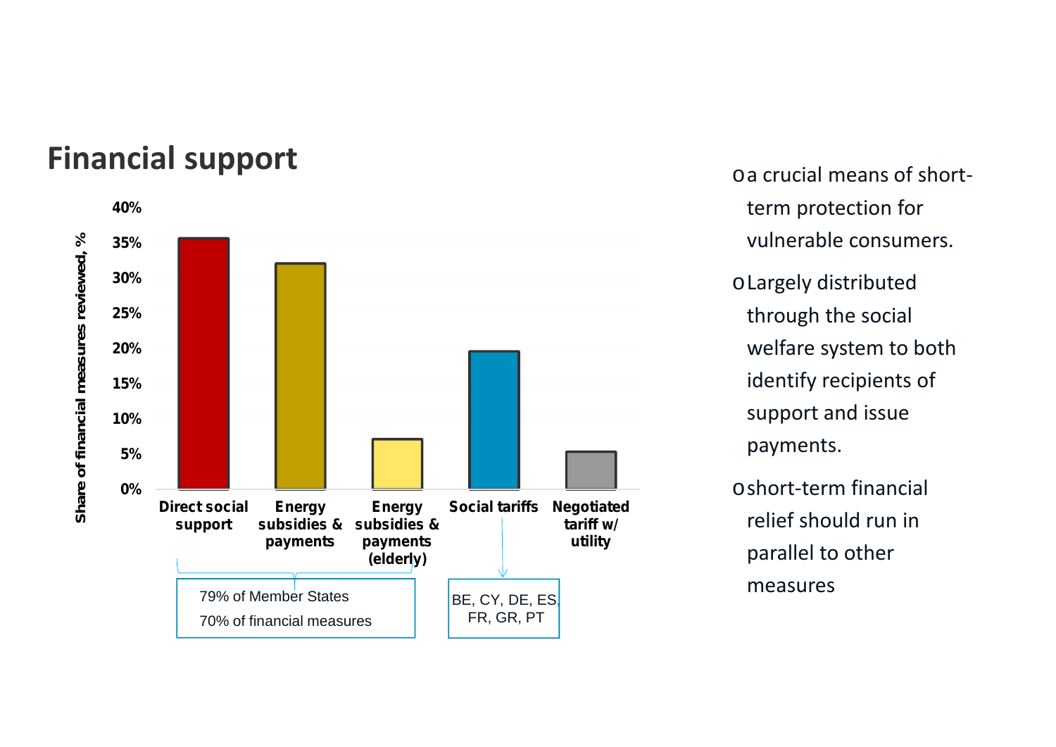# Financial support

Share of financial measures reviewed, %

| Category | Share |
|---|---|
| Direct social support | ~35% |
| Energy subsidies & payments | ~32% |
| Energy subsidies & payments (elderly) | ~7% |
| Social tariffs | ~19% |
| Negotiated tariff w/ utility | ~5% |

79% of Member States

70% of financial measures

BE, CY, DE, ES, FR, GR, PT

- a crucial means of short-term protection for vulnerable consumers.
- Largely distributed through the social welfare system to both identify recipients of support and issue payments.
- short-term financial relief should run in parallel to other measures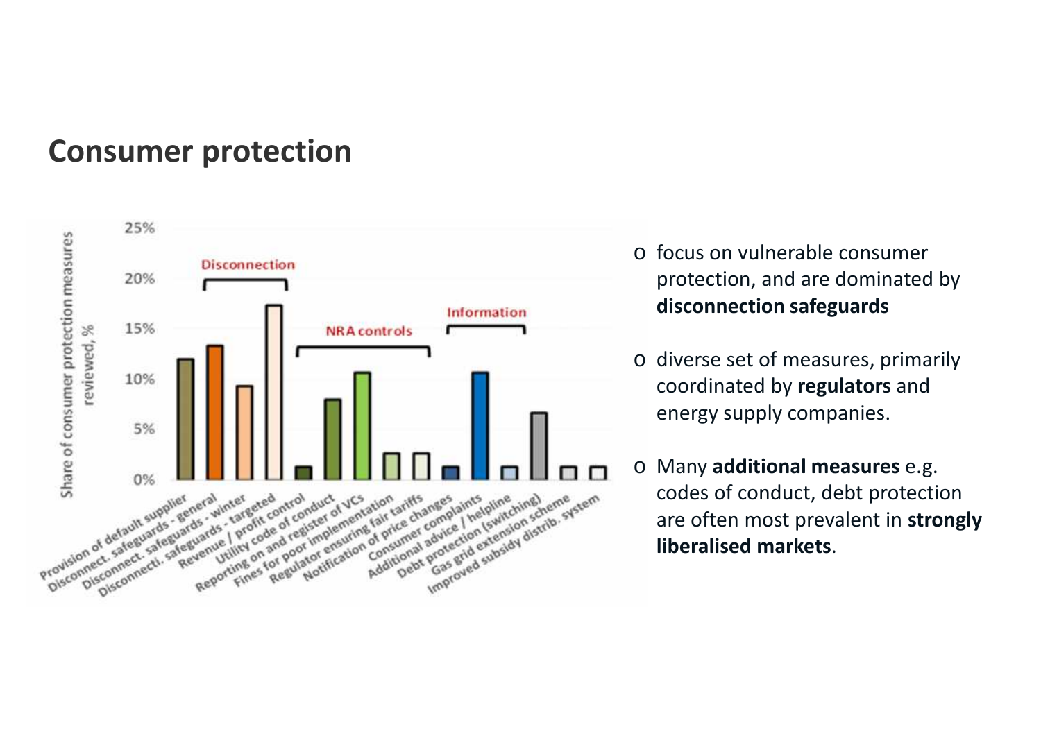# Consumer protection

- focus on vulnerable consumer protection, and are dominated by **disconnection safeguards**
- diverse set of measures, primarily coordinated by **regulators** and energy supply companies.
- Many **additional measures** e.g. codes of conduct, debt protection are often most prevalent in **strongly liberalised markets**.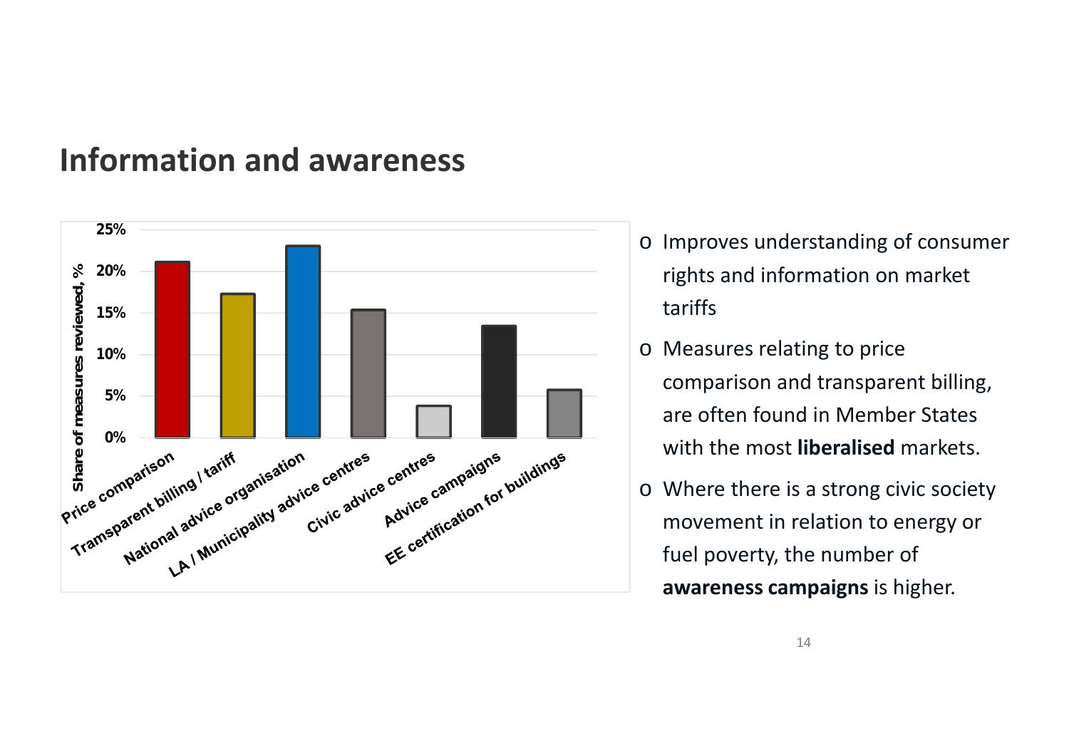## Information and awareness

- Improves understanding of consumer rights and information on market tariffs
- Measures relating to price comparison and transparent billing, are often found in Member States with the most **liberalised** markets.
- Where there is a strong civic society movement in relation to energy or fuel poverty, the number of **awareness campaigns** is higher.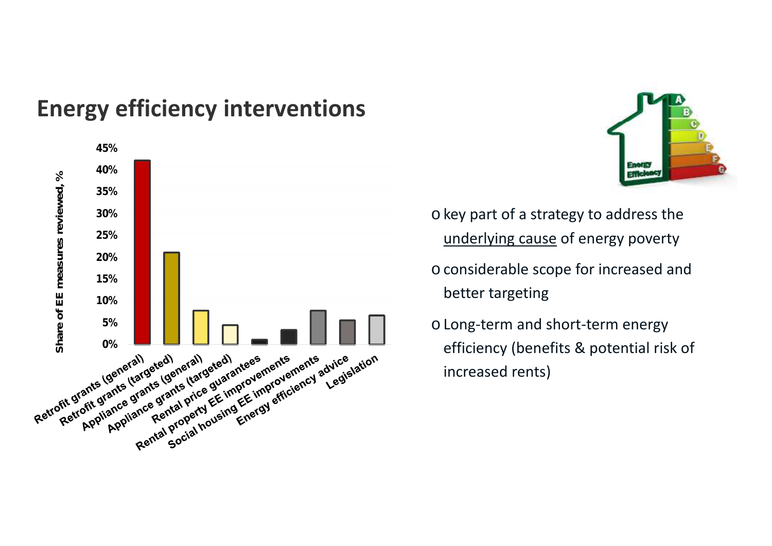# Energy efficiency interventions

- key part of a strategy to address the underlying cause of energy poverty
- considerable scope for increased and better targeting
- Long-term and short-term energy efficiency (benefits & potential risk of increased rents)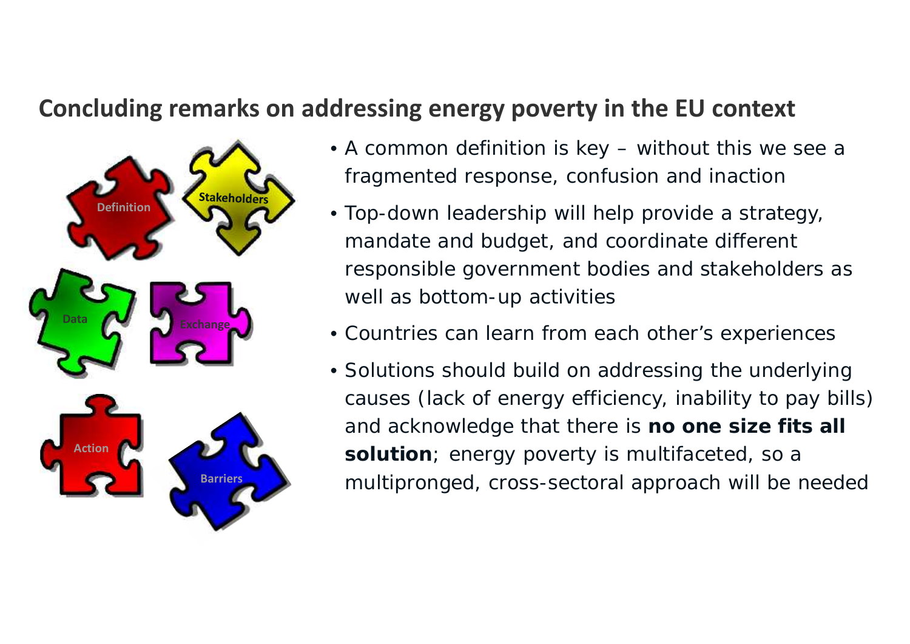## Concluding remarks on addressing energy poverty in the EU context

- A common definition is key – without this we see a fragmented response, confusion and inaction
- Top-down leadership will help provide a strategy, mandate and budget, and coordinate different responsible government bodies and stakeholders as well as bottom-up activities
- Countries can learn from each other's experiences
- Solutions should build on addressing the underlying causes (lack of energy efficiency, inability to pay bills) and acknowledge that there is **no one size fits all solution**; energy poverty is multifaceted, so a multipronged, cross-sectoral approach will be needed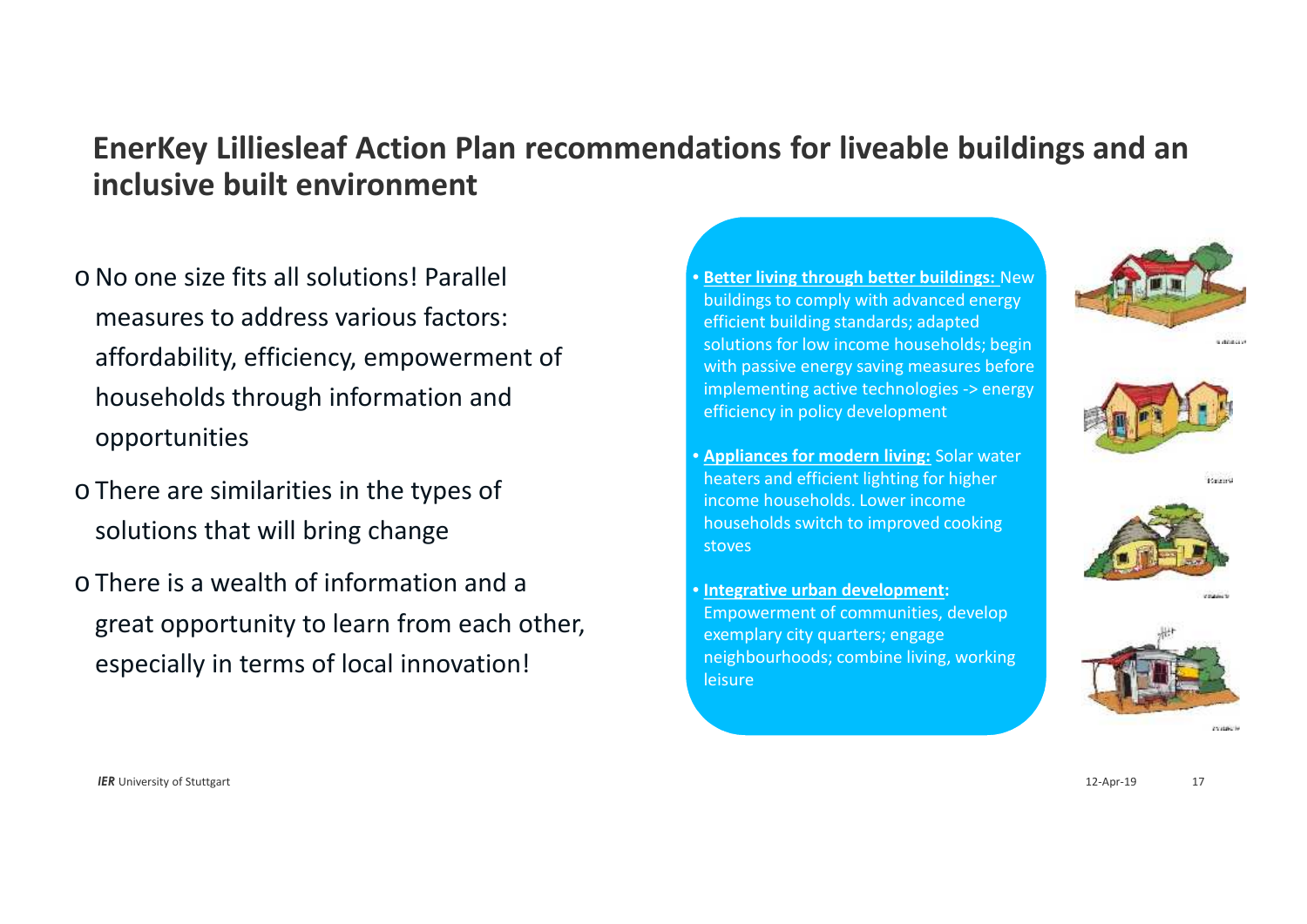## EnerKey Lilliesleaf Action Plan recommendations for liveable buildings and an inclusive built environment

- No one size fits all solutions! Parallel measures to address various factors: affordability, efficiency, empowerment of households through information and opportunities
- There are similarities in the types of solutions that will bring change
- There is a wealth of information and a great opportunity to learn from each other, especially in terms of local innovation!

- **Better living through better buildings:** New buildings to comply with advanced energy efficient building standards; adapted solutions for low income households; begin with passive energy saving measures before implementing active technologies -> energy efficiency in policy development
- **Appliances for modern living:** Solar water heaters and efficient lighting for higher income households. Lower income households switch to improved cooking stoves
- **Integrative urban development:** Empowerment of communities, develop exemplary city quarters; engage neighbourhoods; combine living, working leisure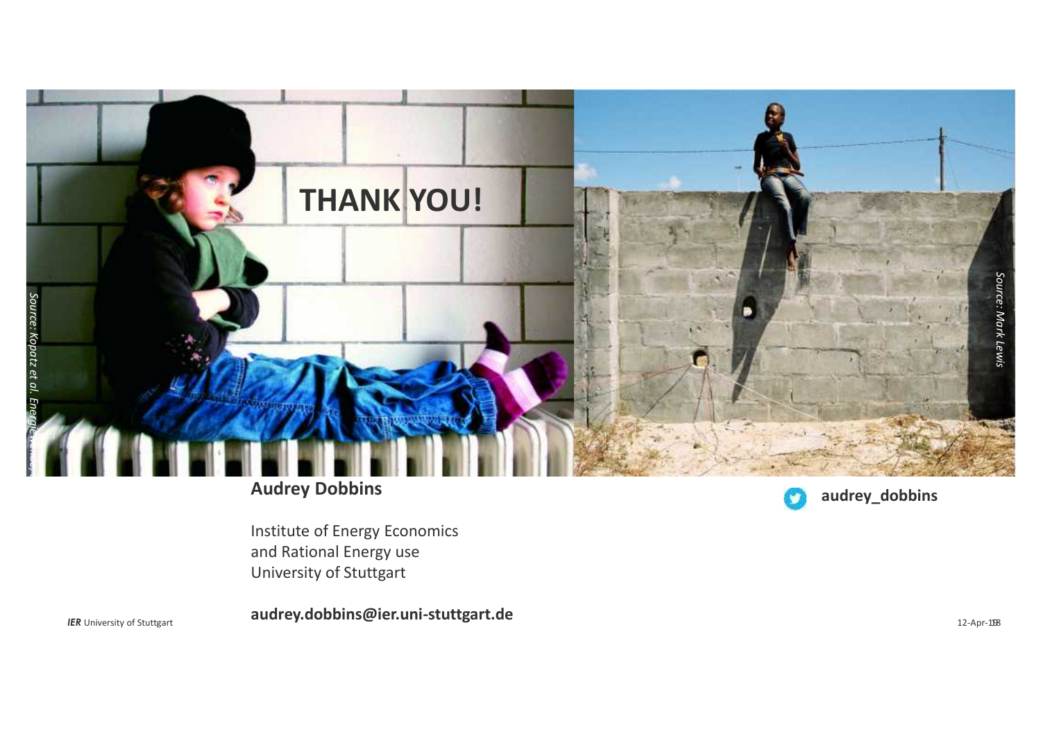# THANK YOU!

*Source: Kopatz et al. Energiewende...*

*Source: Mark Lewis*

**Audrey Dobbins**

Institute of Energy Economics
and Rational Energy use
University of Stuttgart

**audrey.dobbins@ier.uni-stuttgart.de**

**audrey_dobbins**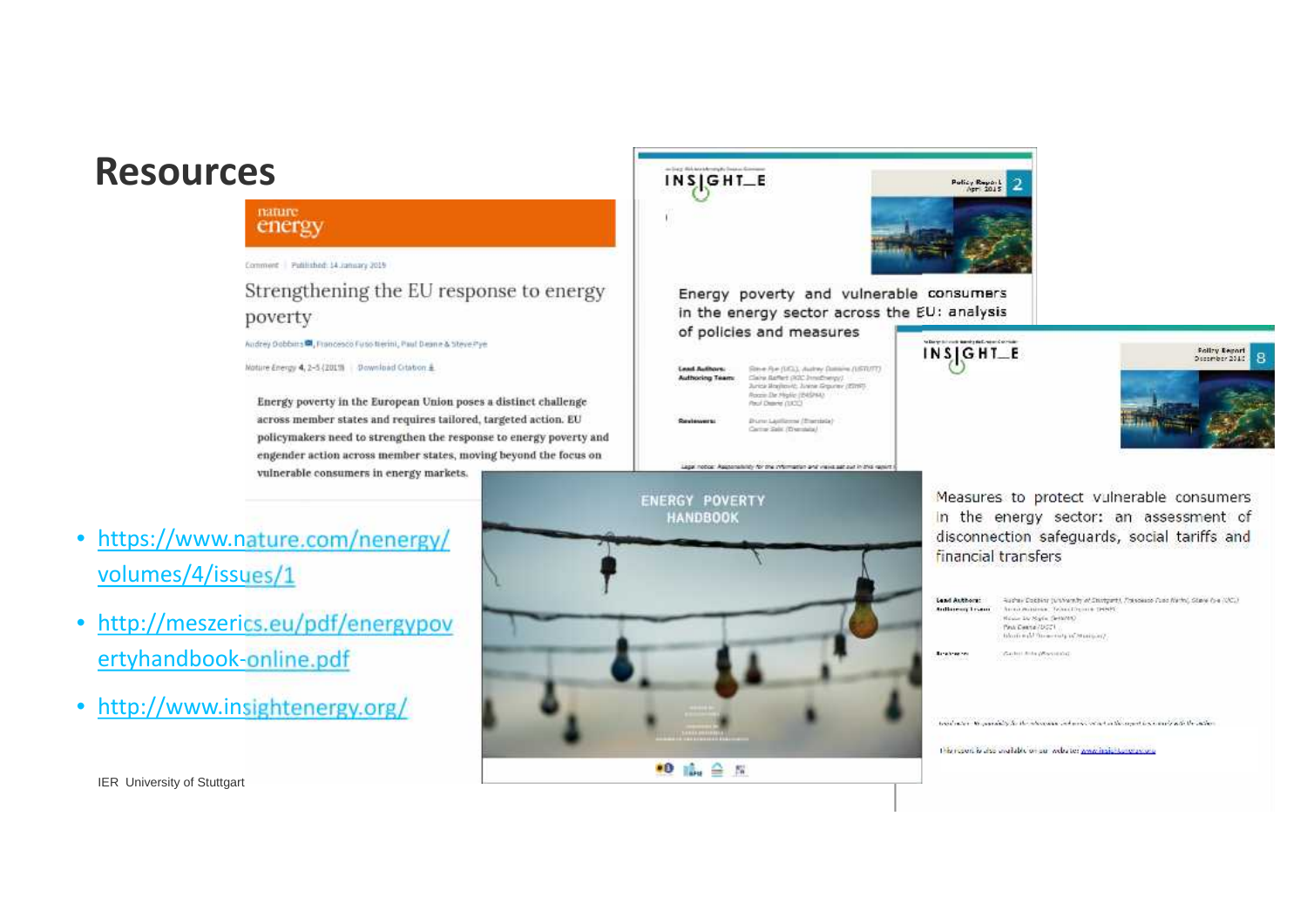# Resources

nature energy

Comment | Published: 14 January 2019

Strengthening the EU response to energy poverty

Audrey Dobbins, Francesco Fuso Nerini, Paul Deane & Steve Pye

Nature Energy 4, 2–5 (2019) | Download Citation

Energy poverty in the European Union poses a distinct challenge across member states and requires tailored, targeted action. EU policymakers need to strengthen the response to energy poverty and engender action across member states, moving beyond the focus on vulnerable consumers in energy markets.

INSIGHT_E — Policy Report 2, April 2015

Energy poverty and vulnerable consumers in the energy sector across the EU: analysis of policies and measures

INSIGHT_E — Policy Report 8, December 2015

Measures to protect vulnerable consumers in the energy sector: an assessment of disconnection safeguards, social tariffs and financial transfers

ENERGY POVERTY HANDBOOK

- https://www.nature.com/nenergy/volumes/4/issues/1
- http://meszerics.eu/pdf/energypovertyhandbook-online.pdf
- http://www.insightenergy.org/

IER University of Stuttgart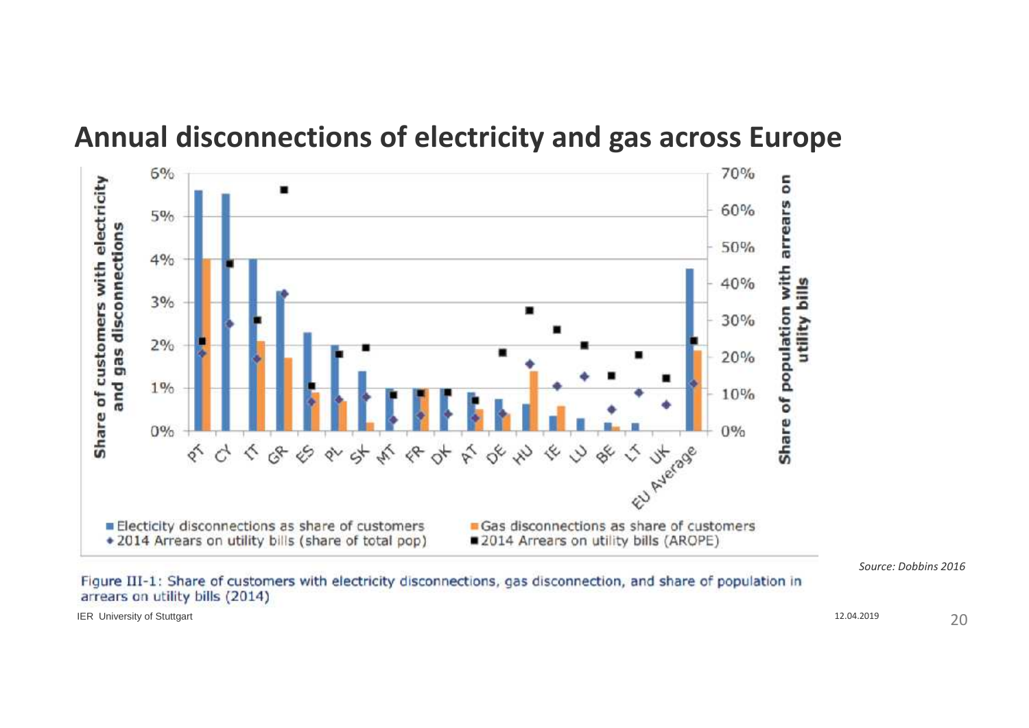# Annual disconnections of electricity and gas across Europe

Figure III-1: Share of customers with electricity disconnections, gas disconnection, and share of population in arrears on utility bills (2014)

*Source: Dobbins 2016*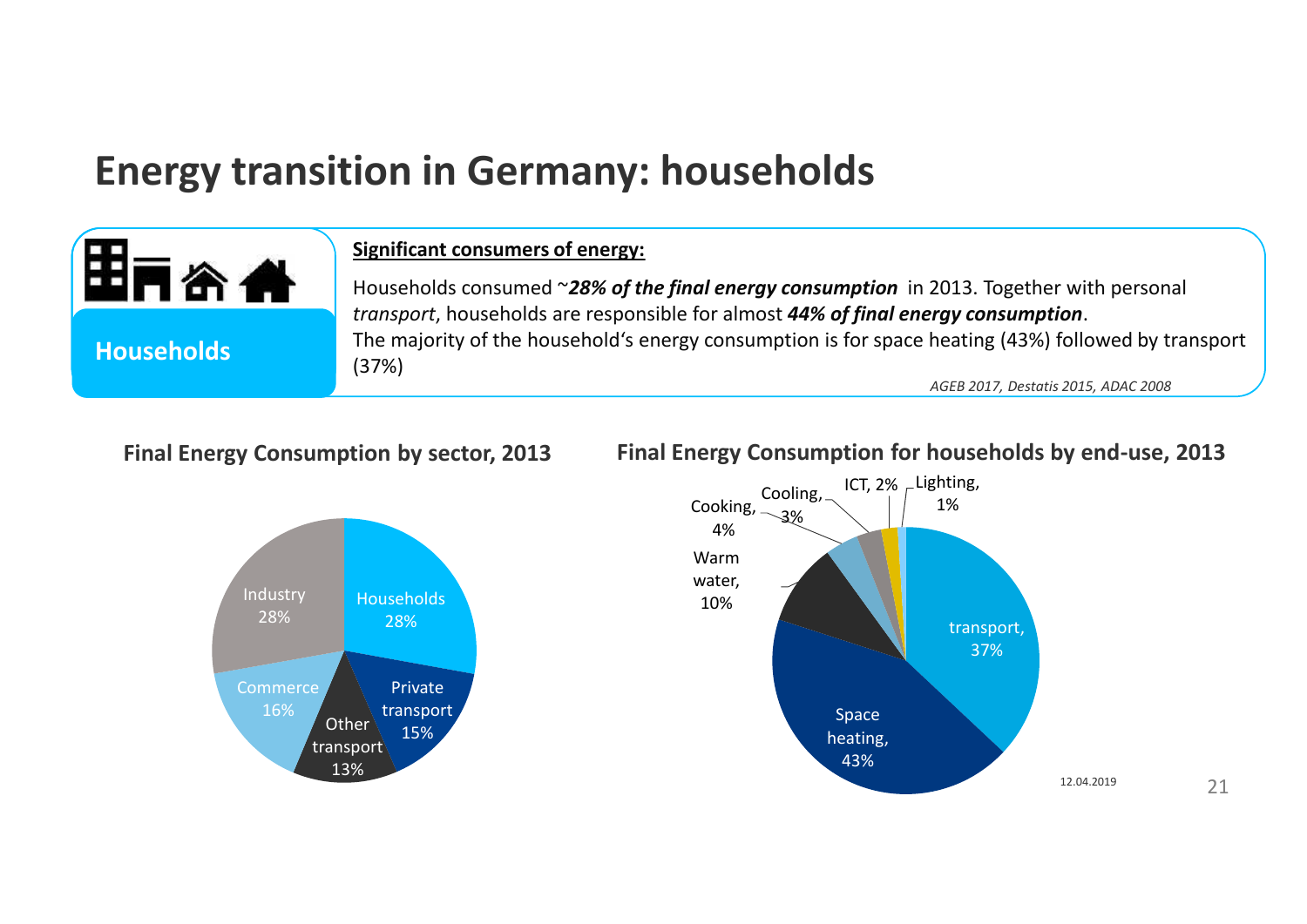# Energy transition in Germany: households

**Households**

**Significant consumers of energy:**

Households consumed ~***28% of the final energy consumption*** in 2013. Together with personal *transport*, households are responsible for almost ***44% of final energy consumption***.
The majority of the household's energy consumption is for space heating (43%) followed by transport (37%)

*AGEB 2017, Destatis 2015, ADAC 2008*

### Final Energy Consumption by sector, 2013

| Sector | Share |
| --- | --- |
| Households | 28% |
| Private transport | 15% |
| Other transport | 13% |
| Commerce | 16% |
| Industry | 28% |

### Final Energy Consumption for households by end-use, 2013

| End-use | Share |
| --- | --- |
| transport | 37% |
| Space heating | 43% |
| Warm water | 10% |
| Cooking | 4% |
| Cooling | 3% |
| ICT | 2% |
| Lighting | 1% |

12.04.2019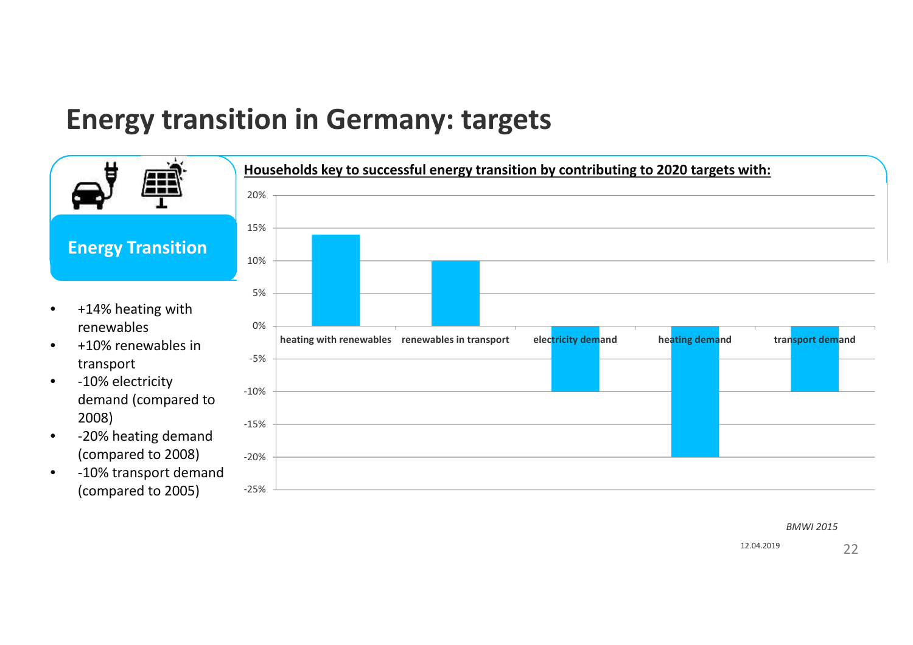# Energy transition in Germany: targets

**Energy Transition**

- +14% heating with renewables
- +10% renewables in transport
- -10% electricity demand (compared to 2008)
- -20% heating demand (compared to 2008)
- -10% transport demand (compared to 2005)

**Households key to successful energy transition by contributing to 2020 targets with:**

20%
15%
10%
5%
0%
-5%
-10%
-15%
-20%
-25%

heating with renewables
renewables in transport
electricity demand
heating demand
transport demand

*BMWI 2015*

12.04.2019